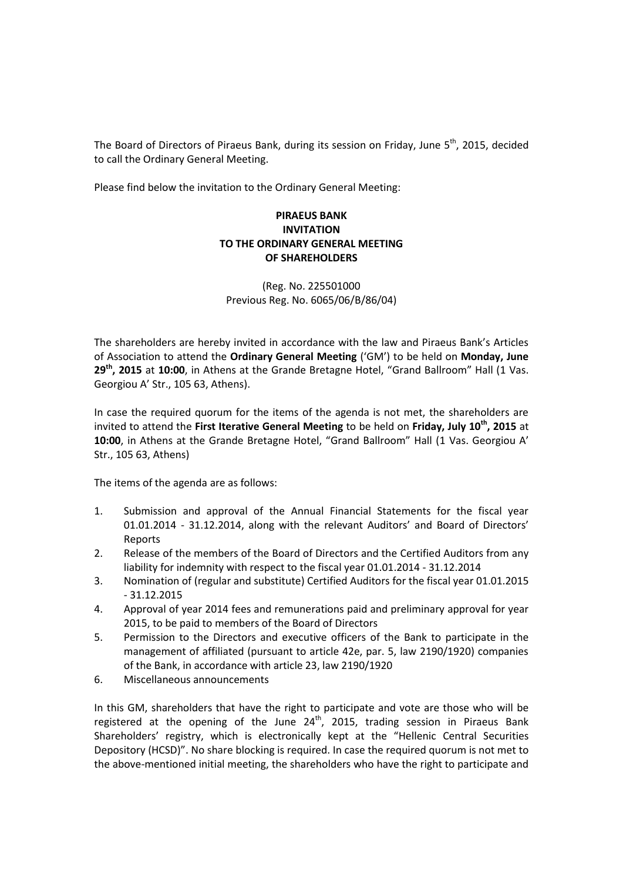The Board of Directors of Piraeus Bank, during its session on Friday, June 5th, 2015, decided to call the Ordinary General Meeting.

Please find below the invitation to the Ordinary General Meeting:

**PIRAEUS BANK**
**INVITATION**
**TO THE ORDINARY GENERAL MEETING**
**OF SHAREHOLDERS**

(Reg. No. 225501000
Previous Reg. No. 6065/06/B/86/04)

The shareholders are hereby invited in accordance with the law and Piraeus Bank's Articles of Association to attend the **Ordinary General Meeting** ('GM') to be held on **Monday, June 29th, 2015** at **10:00**, in Athens at the Grande Bretagne Hotel, "Grand Ballroom" Hall (1 Vas. Georgiou A' Str., 105 63, Athens).

In case the required quorum for the items of the agenda is not met, the shareholders are invited to attend the **First Iterative General Meeting** to be held on **Friday, July 10th, 2015** at **10:00**, in Athens at the Grande Bretagne Hotel, "Grand Ballroom" Hall (1 Vas. Georgiou A' Str., 105 63, Athens)

The items of the agenda are as follows:

1. Submission and approval of the Annual Financial Statements for the fiscal year 01.01.2014 - 31.12.2014, along with the relevant Auditors' and Board of Directors' Reports
2. Release of the members of the Board of Directors and the Certified Auditors from any liability for indemnity with respect to the fiscal year 01.01.2014 - 31.12.2014
3. Nomination of (regular and substitute) Certified Auditors for the fiscal year 01.01.2015 - 31.12.2015
4. Approval of year 2014 fees and remunerations paid and preliminary approval for year 2015, to be paid to members of the Board of Directors
5. Permission to the Directors and executive officers of the Bank to participate in the management of affiliated (pursuant to article 42e, par. 5, law 2190/1920) companies of the Bank, in accordance with article 23, law 2190/1920
6. Miscellaneous announcements

In this GM, shareholders that have the right to participate and vote are those who will be registered at the opening of the June 24th, 2015, trading session in Piraeus Bank Shareholders' registry, which is electronically kept at the "Hellenic Central Securities Depository (HCSD)". No share blocking is required. In case the required quorum is not met to the above-mentioned initial meeting, the shareholders who have the right to participate and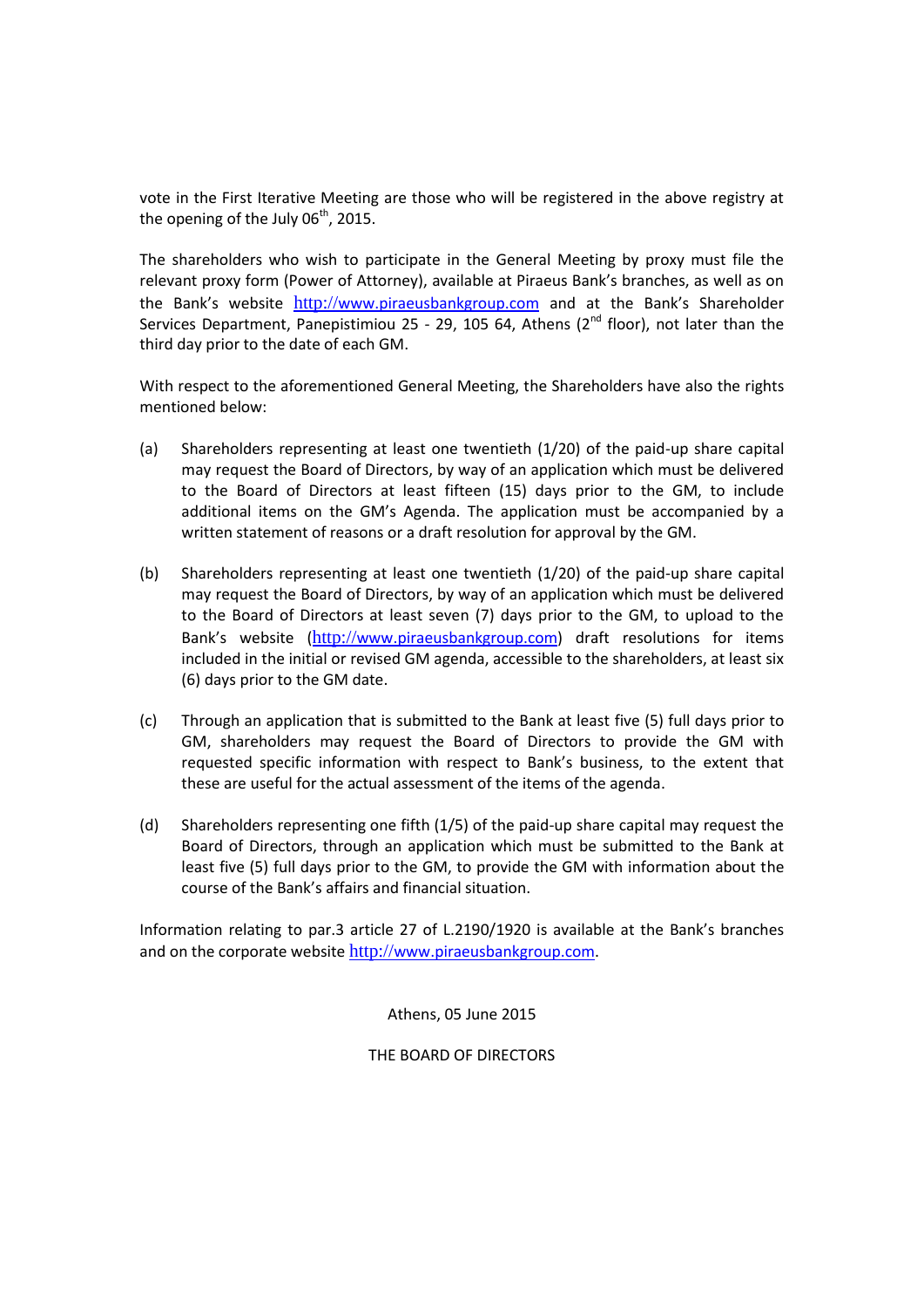vote in the First Iterative Meeting are those who will be registered in the above registry at the opening of the July 06th, 2015.

The shareholders who wish to participate in the General Meeting by proxy must file the relevant proxy form (Power of Attorney), available at Piraeus Bank's branches, as well as on the Bank's website http://www.piraeusbankgroup.com and at the Bank's Shareholder Services Department, Panepistimiou 25 - 29, 105 64, Athens (2nd floor), not later than the third day prior to the date of each GM.

With respect to the aforementioned General Meeting, the Shareholders have also the rights mentioned below:

(a) Shareholders representing at least one twentieth (1/20) of the paid-up share capital may request the Board of Directors, by way of an application which must be delivered to the Board of Directors at least fifteen (15) days prior to the GM, to include additional items on the GM's Agenda. The application must be accompanied by a written statement of reasons or a draft resolution for approval by the GM.

(b) Shareholders representing at least one twentieth (1/20) of the paid-up share capital may request the Board of Directors, by way of an application which must be delivered to the Board of Directors at least seven (7) days prior to the GM, to upload to the Bank's website (http://www.piraeusbankgroup.com) draft resolutions for items included in the initial or revised GM agenda, accessible to the shareholders, at least six (6) days prior to the GM date.

(c) Through an application that is submitted to the Bank at least five (5) full days prior to GM, shareholders may request the Board of Directors to provide the GM with requested specific information with respect to Bank's business, to the extent that these are useful for the actual assessment of the items of the agenda.

(d) Shareholders representing one fifth (1/5) of the paid-up share capital may request the Board of Directors, through an application which must be submitted to the Bank at least five (5) full days prior to the GM, to provide the GM with information about the course of the Bank's affairs and financial situation.

Information relating to par.3 article 27 of L.2190/1920 is available at the Bank's branches and on the corporate website http://www.piraeusbankgroup.com.

Athens, 05 June 2015

THE BOARD OF DIRECTORS